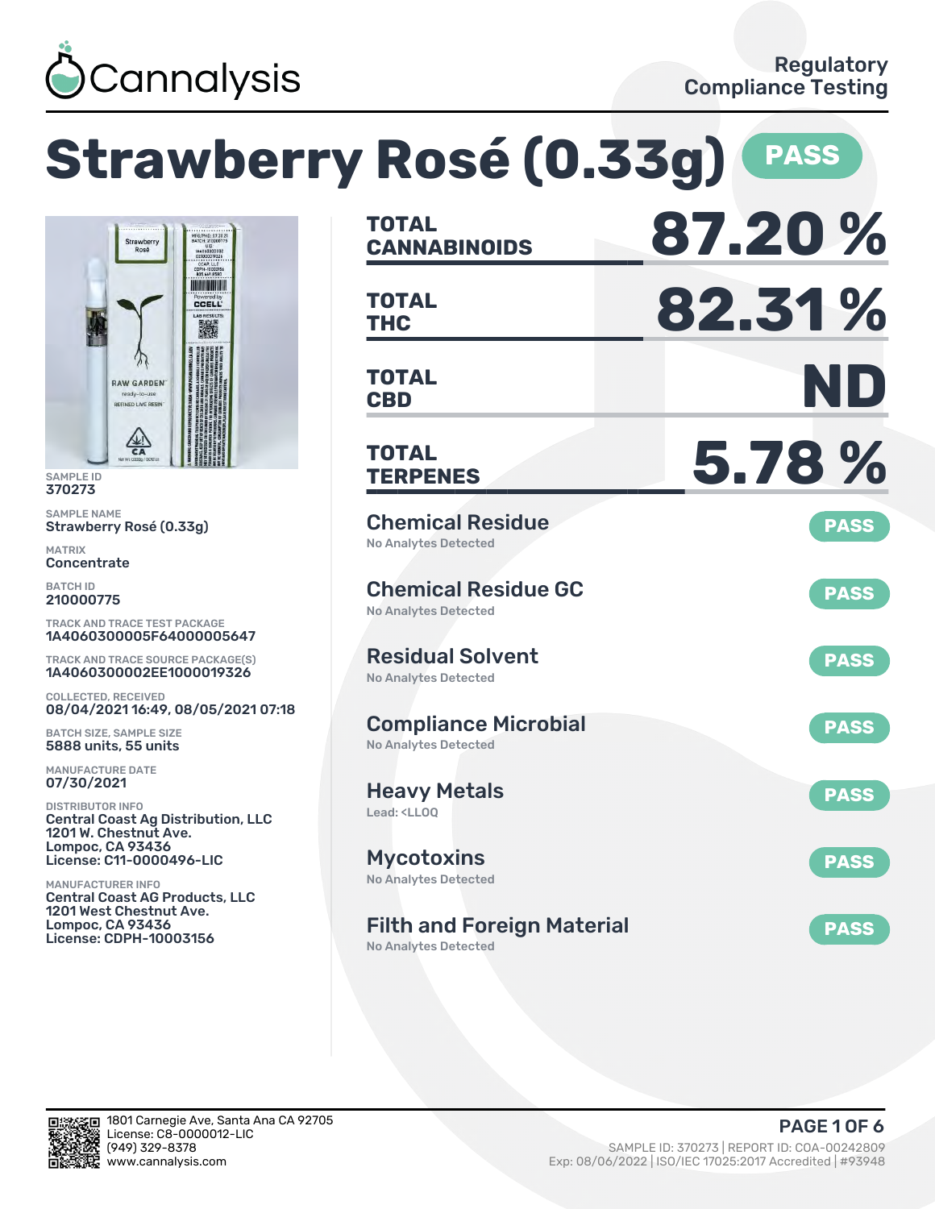Cannalysis

Regulatory Compliance Testing

# Strawberry Rosé (0.33g) PASS

SAMPLE ID
370273

SAMPLE NAME
Strawberry Rosé (0.33g)

MATRIX
Concentrate

BATCH ID
210000775

TRACK AND TRACE TEST PACKAGE
1A4060300005F64000005647

TRACK AND TRACE SOURCE PACKAGE(S)
1A4060300002EE1000019326

COLLECTED, RECEIVED
08/04/2021 16:49, 08/05/2021 07:18

BATCH SIZE, SAMPLE SIZE
5888 units, 55 units

MANUFACTURE DATE
07/30/2021

DISTRIBUTOR INFO
Central Coast Ag Distribution, LLC
1201 W. Chestnut Ave.
Lompoc, CA 93436
License: C11-0000496-LIC

MANUFACTURER INFO
Central Coast AG Products, LLC
1201 West Chestnut Ave.
Lompoc, CA 93436
License: CDPH-10003156

| | |
|---|---|
| TOTAL CANNABINOIDS | 87.20 % |
| TOTAL THC | 82.31 % |
| TOTAL CBD | ND |
| TOTAL TERPENES | 5.78 % |

| Test | Result |
|---|---|
| Chemical Residue<br>No Analytes Detected | PASS |
| Chemical Residue GC<br>No Analytes Detected | PASS |
| Residual Solvent<br>No Analytes Detected | PASS |
| Compliance Microbial<br>No Analytes Detected | PASS |
| Heavy Metals<br>Lead: <LLOQ | PASS |
| Mycotoxins<br>No Analytes Detected | PASS |
| Filth and Foreign Material<br>No Analytes Detected | PASS |

1801 Carnegie Ave, Santa Ana CA 92705
License: C8-0000012-LIC
(949) 329-8378
www.cannalysis.com

SAMPLE ID: 370273 | REPORT ID: COA-00242809
Exp: 08/06/2022 | ISO/IEC 17025:2017 Accredited | #93948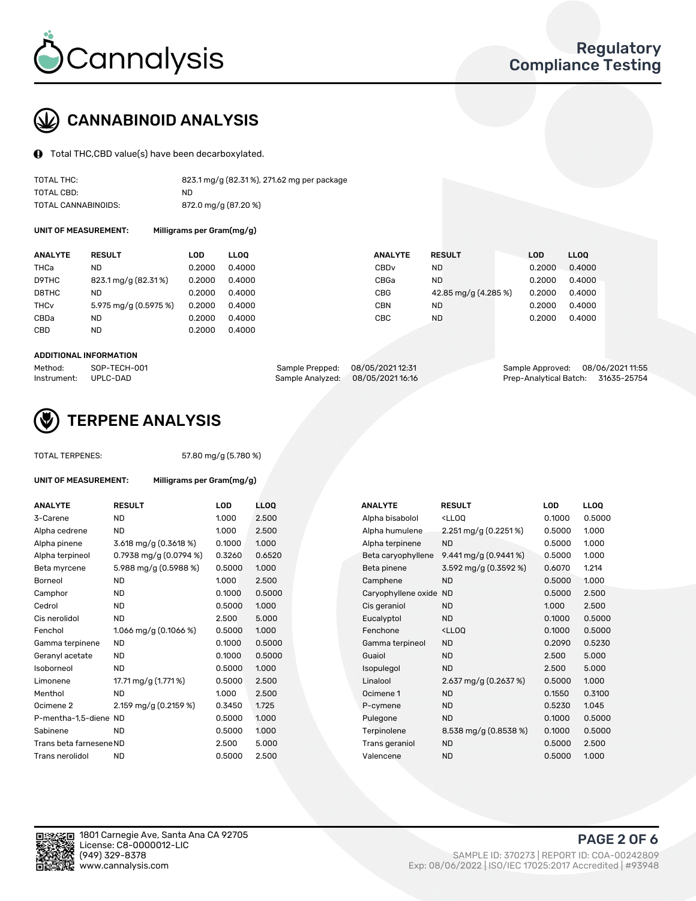## CANNABINOID ANALYSIS

Total THC,CBD value(s) have been decarboxylated.

| | |
|---|---|
| TOTAL THC: | 823.1 mg/g (82.31 %), 271.62 mg per package |
| TOTAL CBD: | ND |
| TOTAL CANNABINOIDS: | 872.0 mg/g (87.20 %) |

**UNIT OF MEASUREMENT:** Milligrams per Gram(mg/g)

| ANALYTE | RESULT | LOD | LLOQ |
|---|---|---|---|
| THCa | ND | 0.2000 | 0.4000 |
| D9THC | 823.1 mg/g (82.31 %) | 0.2000 | 0.4000 |
| D8THC | ND | 0.2000 | 0.4000 |
| THCv | 5.975 mg/g (0.5975 %) | 0.2000 | 0.4000 |
| CBDa | ND | 0.2000 | 0.4000 |
| CBD | ND | 0.2000 | 0.4000 |
| CBDv | ND | 0.2000 | 0.4000 |
| CBGa | ND | 0.2000 | 0.4000 |
| CBG | 42.85 mg/g (4.285 %) | 0.2000 | 0.4000 |
| CBN | ND | 0.2000 | 0.4000 |
| CBC | ND | 0.2000 | 0.4000 |

**ADDITIONAL INFORMATION**

| | | | | | |
|---|---|---|---|---|---|
| Method: | SOP-TECH-001 | Sample Prepped: | 08/05/2021 12:31 | Sample Approved: | 08/06/2021 11:55 |
| Instrument: | UPLC-DAD | Sample Analyzed: | 08/05/2021 16:16 | Prep-Analytical Batch: | 31635-25754 |

## TERPENE ANALYSIS

TOTAL TERPENES: 57.80 mg/g (5.780 %)

**UNIT OF MEASUREMENT:** Milligrams per Gram(mg/g)

| ANALYTE | RESULT | LOD | LLOQ |
|---|---|---|---|
| 3-Carene | ND | 1.000 | 2.500 |
| Alpha cedrene | ND | 1.000 | 2.500 |
| Alpha pinene | 3.618 mg/g (0.3618 %) | 0.1000 | 1.000 |
| Alpha terpineol | 0.7938 mg/g (0.0794 %) | 0.3260 | 0.6520 |
| Beta myrcene | 5.988 mg/g (0.5988 %) | 0.5000 | 1.000 |
| Borneol | ND | 1.000 | 2.500 |
| Camphor | ND | 0.1000 | 0.5000 |
| Cedrol | ND | 0.5000 | 1.000 |
| Cis nerolidol | ND | 2.500 | 5.000 |
| Fenchol | 1.066 mg/g (0.1066 %) | 0.5000 | 1.000 |
| Gamma terpinene | ND | 0.1000 | 0.5000 |
| Geranyl acetate | ND | 0.1000 | 0.5000 |
| Isoborneol | ND | 0.5000 | 1.000 |
| Limonene | 17.71 mg/g (1.771 %) | 0.5000 | 2.500 |
| Menthol | ND | 1.000 | 2.500 |
| Ocimene 2 | 2.159 mg/g (0.2159 %) | 0.3450 | 1.725 |
| P-mentha-1,5-diene | ND | 0.5000 | 1.000 |
| Sabinene | ND | 0.5000 | 1.000 |
| Trans beta farnesene | ND | 2.500 | 5.000 |
| Trans nerolidol | ND | 0.5000 | 2.500 |
| Alpha bisabolol | <LLOQ | 0.1000 | 0.5000 |
| Alpha humulene | 2.251 mg/g (0.2251 %) | 0.5000 | 1.000 |
| Alpha terpinene | ND | 0.5000 | 1.000 |
| Beta caryophyllene | 9.441 mg/g (0.9441 %) | 0.5000 | 1.000 |
| Beta pinene | 3.592 mg/g (0.3592 %) | 0.6070 | 1.214 |
| Camphene | ND | 0.5000 | 1.000 |
| Caryophyllene oxide | ND | 0.5000 | 2.500 |
| Cis geraniol | ND | 1.000 | 2.500 |
| Eucalyptol | ND | 0.1000 | 0.5000 |
| Fenchone | <LLOQ | 0.1000 | 0.5000 |
| Gamma terpineol | ND | 0.2090 | 0.5230 |
| Guaiol | ND | 2.500 | 5.000 |
| Isopulegol | ND | 2.500 | 5.000 |
| Linalool | 2.637 mg/g (0.2637 %) | 0.5000 | 1.000 |
| Ocimene 1 | ND | 0.1550 | 0.3100 |
| P-cymene | ND | 0.5230 | 1.045 |
| Pulegone | ND | 0.1000 | 0.5000 |
| Terpinolene | 8.538 mg/g (0.8538 %) | 0.1000 | 0.5000 |
| Trans geraniol | ND | 0.5000 | 2.500 |
| Valencene | ND | 0.5000 | 1.000 |

1801 Carnegie Ave, Santa Ana CA 92705
License: C8-0000012-LIC
(949) 329-8378
www.cannalysis.com

SAMPLE ID: 370273 | REPORT ID: COA-00242809
Exp: 08/06/2022 | ISO/IEC 17025:2017 Accredited | #93948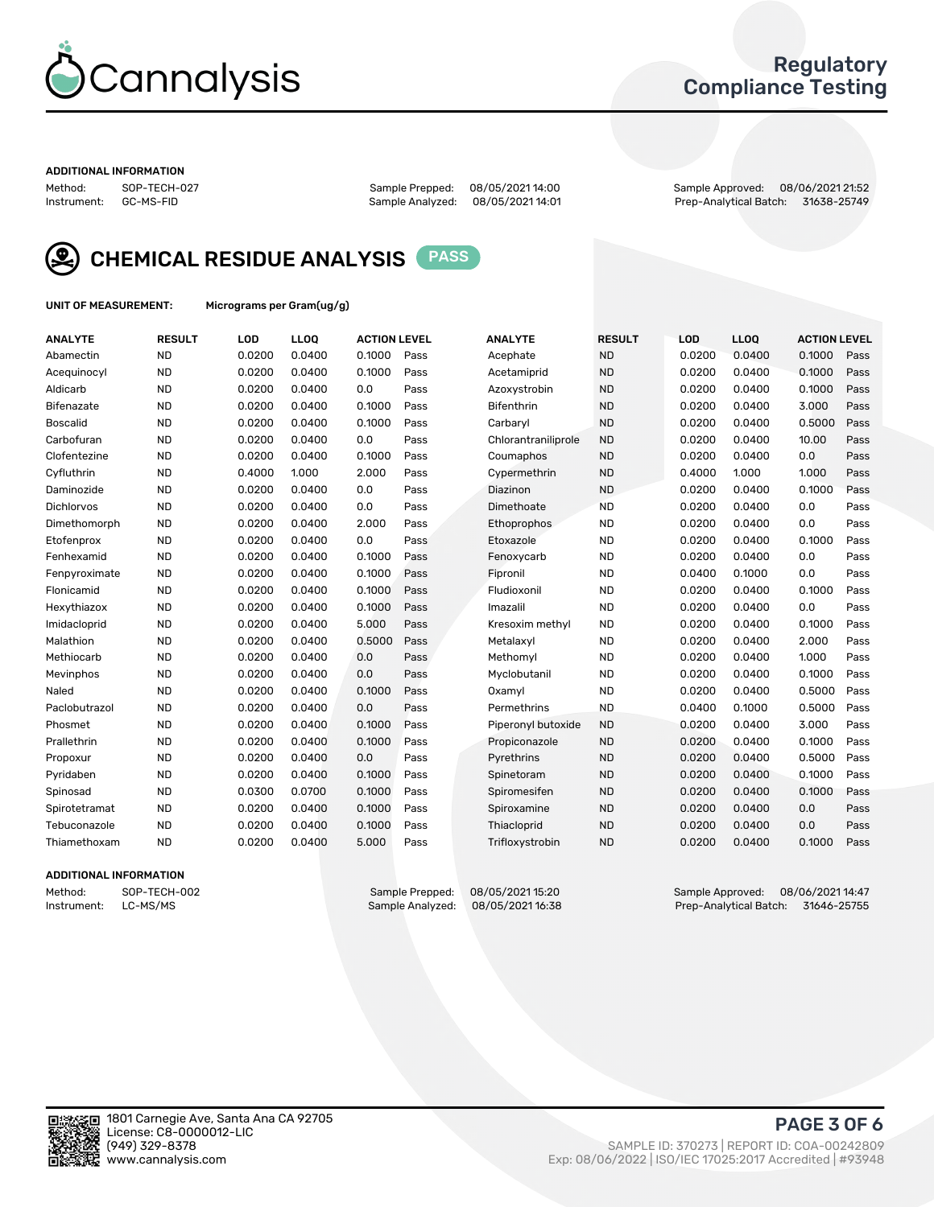# Cannalysis

## Regulatory Compliance Testing

**ADDITIONAL INFORMATION**

Method: SOP-TECH-027
Instrument: GC-MS-FID
Sample Prepped: 08/05/2021 14:00
Sample Analyzed: 08/05/2021 14:01
Sample Approved: 08/06/2021 21:52
Prep-Analytical Batch: 31638-25749

## CHEMICAL RESIDUE ANALYSIS PASS

**UNIT OF MEASUREMENT:** Micrograms per Gram(ug/g)

| ANALYTE | RESULT | LOD | LLOQ | ACTION LEVEL | | ANALYTE | RESULT | LOD | LLOQ | ACTION LEVEL | |
|---|---|---|---|---|---|---|---|---|---|---|---|
| Abamectin | ND | 0.0200 | 0.0400 | 0.1000 | Pass | Acephate | ND | 0.0200 | 0.0400 | 0.1000 | Pass |
| Acequinocyl | ND | 0.0200 | 0.0400 | 0.1000 | Pass | Acetamiprid | ND | 0.0200 | 0.0400 | 0.1000 | Pass |
| Aldicarb | ND | 0.0200 | 0.0400 | 0.0 | Pass | Azoxystrobin | ND | 0.0200 | 0.0400 | 0.1000 | Pass |
| Bifenazate | ND | 0.0200 | 0.0400 | 0.1000 | Pass | Bifenthrin | ND | 0.0200 | 0.0400 | 3.000 | Pass |
| Boscalid | ND | 0.0200 | 0.0400 | 0.1000 | Pass | Carbaryl | ND | 0.0200 | 0.0400 | 0.5000 | Pass |
| Carbofuran | ND | 0.0200 | 0.0400 | 0.0 | Pass | Chlorantraniliprole | ND | 0.0200 | 0.0400 | 10.00 | Pass |
| Clofentezine | ND | 0.0200 | 0.0400 | 0.1000 | Pass | Coumaphos | ND | 0.0200 | 0.0400 | 0.0 | Pass |
| Cyfluthrin | ND | 0.4000 | 1.000 | 2.000 | Pass | Cypermethrin | ND | 0.4000 | 1.000 | 1.000 | Pass |
| Daminozide | ND | 0.0200 | 0.0400 | 0.0 | Pass | Diazinon | ND | 0.0200 | 0.0400 | 0.1000 | Pass |
| Dichlorvos | ND | 0.0200 | 0.0400 | 0.0 | Pass | Dimethoate | ND | 0.0200 | 0.0400 | 0.0 | Pass |
| Dimethomorph | ND | 0.0200 | 0.0400 | 2.000 | Pass | Ethoprophos | ND | 0.0200 | 0.0400 | 0.0 | Pass |
| Etofenprox | ND | 0.0200 | 0.0400 | 0.0 | Pass | Etoxazole | ND | 0.0200 | 0.0400 | 0.1000 | Pass |
| Fenhexamid | ND | 0.0200 | 0.0400 | 0.1000 | Pass | Fenoxycarb | ND | 0.0200 | 0.0400 | 0.0 | Pass |
| Fenpyroximate | ND | 0.0200 | 0.0400 | 0.1000 | Pass | Fipronil | ND | 0.0400 | 0.1000 | 0.0 | Pass |
| Flonicamid | ND | 0.0200 | 0.0400 | 0.1000 | Pass | Fludioxonil | ND | 0.0200 | 0.0400 | 0.1000 | Pass |
| Hexythiazox | ND | 0.0200 | 0.0400 | 0.1000 | Pass | Imazalil | ND | 0.0200 | 0.0400 | 0.0 | Pass |
| Imidacloprid | ND | 0.0200 | 0.0400 | 5.000 | Pass | Kresoxim methyl | ND | 0.0200 | 0.0400 | 0.1000 | Pass |
| Malathion | ND | 0.0200 | 0.0400 | 0.5000 | Pass | Metalaxyl | ND | 0.0200 | 0.0400 | 2.000 | Pass |
| Methiocarb | ND | 0.0200 | 0.0400 | 0.0 | Pass | Methomyl | ND | 0.0200 | 0.0400 | 1.000 | Pass |
| Mevinphos | ND | 0.0200 | 0.0400 | 0.0 | Pass | Myclobutanil | ND | 0.0200 | 0.0400 | 0.1000 | Pass |
| Naled | ND | 0.0200 | 0.0400 | 0.1000 | Pass | Oxamyl | ND | 0.0200 | 0.0400 | 0.5000 | Pass |
| Paclobutrazol | ND | 0.0200 | 0.0400 | 0.0 | Pass | Permethrins | ND | 0.0400 | 0.1000 | 0.5000 | Pass |
| Phosmet | ND | 0.0200 | 0.0400 | 0.1000 | Pass | Piperonyl butoxide | ND | 0.0200 | 0.0400 | 3.000 | Pass |
| Prallethrin | ND | 0.0200 | 0.0400 | 0.1000 | Pass | Propiconazole | ND | 0.0200 | 0.0400 | 0.1000 | Pass |
| Propoxur | ND | 0.0200 | 0.0400 | 0.0 | Pass | Pyrethrins | ND | 0.0200 | 0.0400 | 0.5000 | Pass |
| Pyridaben | ND | 0.0200 | 0.0400 | 0.1000 | Pass | Spinetoram | ND | 0.0200 | 0.0400 | 0.1000 | Pass |
| Spinosad | ND | 0.0300 | 0.0700 | 0.1000 | Pass | Spiromesifen | ND | 0.0200 | 0.0400 | 0.1000 | Pass |
| Spirotetramat | ND | 0.0200 | 0.0400 | 0.1000 | Pass | Spiroxamine | ND | 0.0200 | 0.0400 | 0.0 | Pass |
| Tebuconazole | ND | 0.0200 | 0.0400 | 0.1000 | Pass | Thiacloprid | ND | 0.0200 | 0.0400 | 0.0 | Pass |
| Thiamethoxam | ND | 0.0200 | 0.0400 | 5.000 | Pass | Trifloxystrobin | ND | 0.0200 | 0.0400 | 0.1000 | Pass |

**ADDITIONAL INFORMATION**

Method: SOP-TECH-002
Instrument: LC-MS/MS
Sample Prepped: 08/05/2021 15:20
Sample Analyzed: 08/05/2021 16:38
Sample Approved: 08/06/2021 14:47
Prep-Analytical Batch: 31646-25755

1801 Carnegie Ave, Santa Ana CA 92705
License: C8-0000012-LIC
(949) 329-8378
www.cannalysis.com

SAMPLE ID: 370273 | REPORT ID: COA-00242809
Exp: 08/06/2022 | ISO/IEC 17025:2017 Accredited | #93948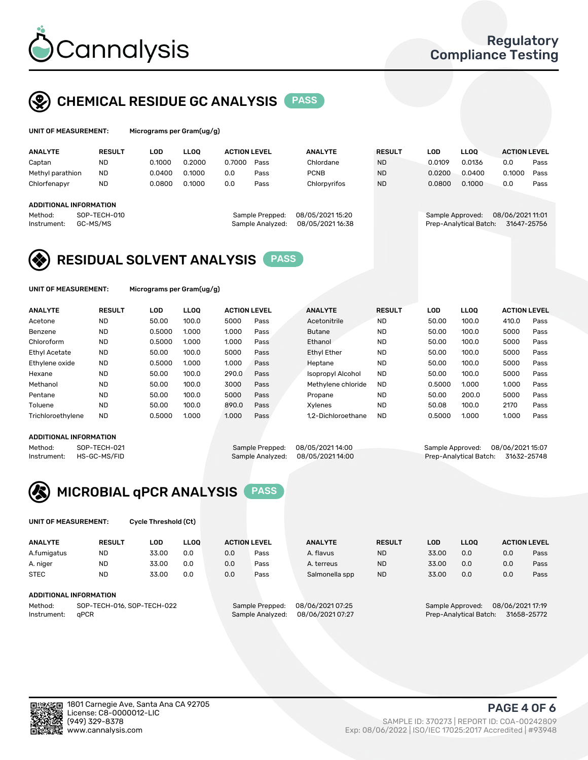# Cannalysis

Regulatory Compliance Testing

## CHEMICAL RESIDUE GC ANALYSIS PASS

**UNIT OF MEASUREMENT:** Micrograms per Gram(ug/g)

| ANALYTE | RESULT | LOD | LLOQ | ACTION LEVEL | | ANALYTE | RESULT | LOD | LLOQ | ACTION LEVEL | |
|---|---|---|---|---|---|---|---|---|---|---|---|
| Captan | ND | 0.1000 | 0.2000 | 0.7000 | Pass | Chlordane | ND | 0.0109 | 0.0136 | 0.0 | Pass |
| Methyl parathion | ND | 0.0400 | 0.1000 | 0.0 | Pass | PCNB | ND | 0.0200 | 0.0400 | 0.1000 | Pass |
| Chlorfenapyr | ND | 0.0800 | 0.1000 | 0.0 | Pass | Chlorpyrifos | ND | 0.0800 | 0.1000 | 0.0 | Pass |

**ADDITIONAL INFORMATION**

Method: SOP-TECH-010
Instrument: GC-MS/MS
Sample Prepped: 08/05/2021 15:20
Sample Analyzed: 08/05/2021 16:38
Sample Approved: 08/06/2021 11:01
Prep-Analytical Batch: 31647-25756

## RESIDUAL SOLVENT ANALYSIS PASS

**UNIT OF MEASUREMENT:** Micrograms per Gram(ug/g)

| ANALYTE | RESULT | LOD | LLOQ | ACTION LEVEL | | ANALYTE | RESULT | LOD | LLOQ | ACTION LEVEL | |
|---|---|---|---|---|---|---|---|---|---|---|---|
| Acetone | ND | 50.00 | 100.0 | 5000 | Pass | Acetonitrile | ND | 50.00 | 100.0 | 410.0 | Pass |
| Benzene | ND | 0.5000 | 1.000 | 1.000 | Pass | Butane | ND | 50.00 | 100.0 | 5000 | Pass |
| Chloroform | ND | 0.5000 | 1.000 | 1.000 | Pass | Ethanol | ND | 50.00 | 100.0 | 5000 | Pass |
| Ethyl Acetate | ND | 50.00 | 100.0 | 5000 | Pass | Ethyl Ether | ND | 50.00 | 100.0 | 5000 | Pass |
| Ethylene oxide | ND | 0.5000 | 1.000 | 1.000 | Pass | Heptane | ND | 50.00 | 100.0 | 5000 | Pass |
| Hexane | ND | 50.00 | 100.0 | 290.0 | Pass | Isopropyl Alcohol | ND | 50.00 | 100.0 | 5000 | Pass |
| Methanol | ND | 50.00 | 100.0 | 3000 | Pass | Methylene chloride | ND | 0.5000 | 1.000 | 1.000 | Pass |
| Pentane | ND | 50.00 | 100.0 | 5000 | Pass | Propane | ND | 50.00 | 200.0 | 5000 | Pass |
| Toluene | ND | 50.00 | 100.0 | 890.0 | Pass | Xylenes | ND | 50.08 | 100.0 | 2170 | Pass |
| Trichloroethylene | ND | 0.5000 | 1.000 | 1.000 | Pass | 1,2-Dichloroethane | ND | 0.5000 | 1.000 | 1.000 | Pass |

**ADDITIONAL INFORMATION**

Method: SOP-TECH-021
Instrument: HS-GC-MS/FID
Sample Prepped: 08/05/2021 14:00
Sample Analyzed: 08/05/2021 14:00
Sample Approved: 08/06/2021 15:07
Prep-Analytical Batch: 31632-25748

## MICROBIAL qPCR ANALYSIS PASS

**UNIT OF MEASUREMENT:** Cycle Threshold (Ct)

| ANALYTE | RESULT | LOD | LLOQ | ACTION LEVEL | | ANALYTE | RESULT | LOD | LLOQ | ACTION LEVEL | |
|---|---|---|---|---|---|---|---|---|---|---|---|
| A.fumigatus | ND | 33.00 | 0.0 | 0.0 | Pass | A. flavus | ND | 33.00 | 0.0 | 0.0 | Pass |
| A. niger | ND | 33.00 | 0.0 | 0.0 | Pass | A. terreus | ND | 33.00 | 0.0 | 0.0 | Pass |
| STEC | ND | 33.00 | 0.0 | 0.0 | Pass | Salmonella spp | ND | 33.00 | 0.0 | 0.0 | Pass |

**ADDITIONAL INFORMATION**

Method: SOP-TECH-016, SOP-TECH-022
Instrument: qPCR
Sample Prepped: 08/06/2021 07:25
Sample Analyzed: 08/06/2021 07:27
Sample Approved: 08/06/2021 17:19
Prep-Analytical Batch: 31658-25772

1801 Carnegie Ave, Santa Ana CA 92705
License: C8-0000012-LIC
(949) 329-8378
www.cannalysis.com

SAMPLE ID: 370273 | REPORT ID: COA-00242809
Exp: 08/06/2022 | ISO/IEC 17025:2017 Accredited | #93948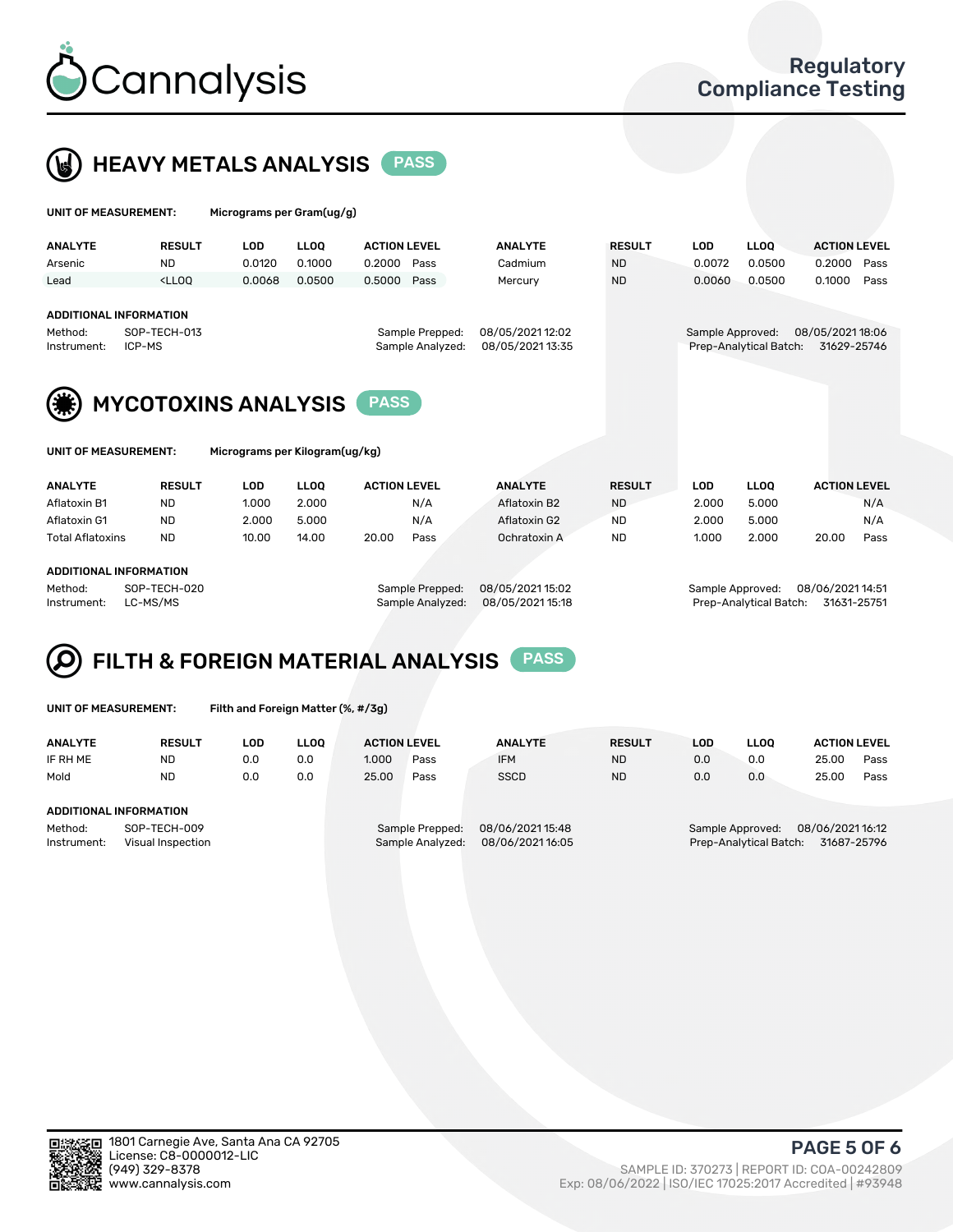# Cannalysis

## Regulatory Compliance Testing

## HEAVY METALS ANALYSIS PASS

**UNIT OF MEASUREMENT:** Micrograms per Gram(ug/g)

| ANALYTE | RESULT | LOD | LLOQ | ACTION LEVEL | | ANALYTE | RESULT | LOD | LLOQ | ACTION LEVEL | |
|---|---|---|---|---|---|---|---|---|---|---|---|
| Arsenic | ND | 0.0120 | 0.1000 | 0.2000 | Pass | Cadmium | ND | 0.0072 | 0.0500 | 0.2000 | Pass |
| Lead | <LLOQ | 0.0068 | 0.0500 | 0.5000 | Pass | Mercury | ND | 0.0060 | 0.0500 | 0.1000 | Pass |

**ADDITIONAL INFORMATION**

Method: SOP-TECH-013
Instrument: ICP-MS
Sample Prepped: 08/05/2021 12:02
Sample Analyzed: 08/05/2021 13:35
Sample Approved: 08/05/2021 18:06
Prep-Analytical Batch: 31629-25746

## MYCOTOXINS ANALYSIS PASS

**UNIT OF MEASUREMENT:** Micrograms per Kilogram(ug/kg)

| ANALYTE | RESULT | LOD | LLOQ | ACTION LEVEL | | ANALYTE | RESULT | LOD | LLOQ | ACTION LEVEL | |
|---|---|---|---|---|---|---|---|---|---|---|---|
| Aflatoxin B1 | ND | 1.000 | 2.000 | | N/A | Aflatoxin B2 | ND | 2.000 | 5.000 | | N/A |
| Aflatoxin G1 | ND | 2.000 | 5.000 | | N/A | Aflatoxin G2 | ND | 2.000 | 5.000 | | N/A |
| Total Aflatoxins | ND | 10.00 | 14.00 | 20.00 | Pass | Ochratoxin A | ND | 1.000 | 2.000 | 20.00 | Pass |

**ADDITIONAL INFORMATION**

Method: SOP-TECH-020
Instrument: LC-MS/MS
Sample Prepped: 08/05/2021 15:02
Sample Analyzed: 08/05/2021 15:18
Sample Approved: 08/06/2021 14:51
Prep-Analytical Batch: 31631-25751

## FILTH & FOREIGN MATERIAL ANALYSIS PASS

**UNIT OF MEASUREMENT:** Filth and Foreign Matter (%, #/3g)

| ANALYTE | RESULT | LOD | LLOQ | ACTION LEVEL | | ANALYTE | RESULT | LOD | LLOQ | ACTION LEVEL | |
|---|---|---|---|---|---|---|---|---|---|---|---|
| IF RH ME | ND | 0.0 | 0.0 | 1.000 | Pass | IFM | ND | 0.0 | 0.0 | 25.00 | Pass |
| Mold | ND | 0.0 | 0.0 | 25.00 | Pass | SSCD | ND | 0.0 | 0.0 | 25.00 | Pass |

**ADDITIONAL INFORMATION**

Method: SOP-TECH-009
Instrument: Visual Inspection
Sample Prepped: 08/06/2021 15:48
Sample Analyzed: 08/06/2021 16:05
Sample Approved: 08/06/2021 16:12
Prep-Analytical Batch: 31687-25796

1801 Carnegie Ave, Santa Ana CA 92705
License: C8-0000012-LIC
(949) 329-8378
www.cannalysis.com

SAMPLE ID: 370273 | REPORT ID: COA-00242809
Exp: 08/06/2022 | ISO/IEC 17025:2017 Accredited | #93948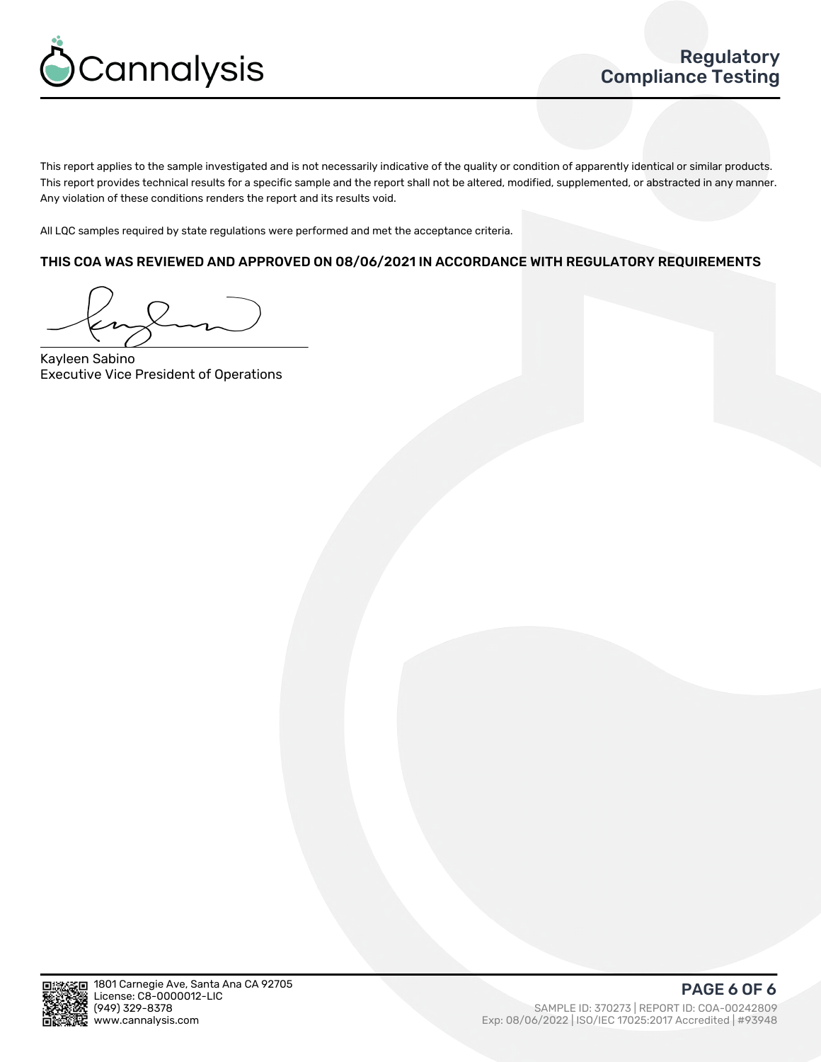This report applies to the sample investigated and is not necessarily indicative of the quality or condition of apparently identical or similar products. This report provides technical results for a specific sample and the report shall not be altered, modified, supplemented, or abstracted in any manner. Any violation of these conditions renders the report and its results void.

All LQC samples required by state regulations were performed and met the acceptance criteria.

**THIS COA WAS REVIEWED AND APPROVED ON 08/06/2021 IN ACCORDANCE WITH REGULATORY REQUIREMENTS**

Kayleen Sabino
Executive Vice President of Operations